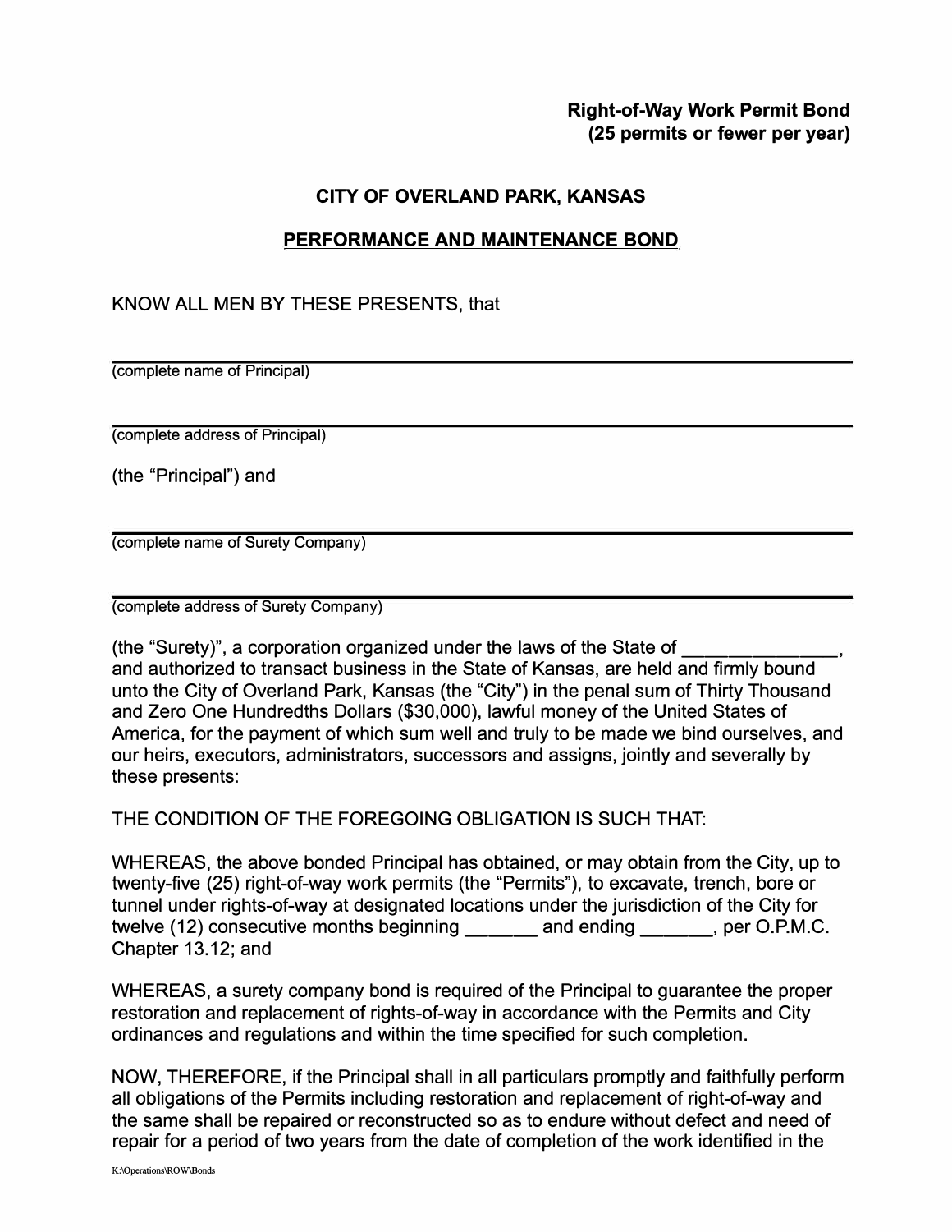**Right-of-Way Work Permit Bond**
**(25 permits or fewer per year)**

## CITY OF OVERLAND PARK, KANSAS

## PERFORMANCE AND MAINTENANCE BOND

KNOW ALL MEN BY THESE PRESENTS, that

______________________________________________________________
(complete name of Principal)

______________________________________________________________
(complete address of Principal)

(the "Principal") and

______________________________________________________________
(complete name of Surety Company)

______________________________________________________________
(complete address of Surety Company)

(the "Surety)", a corporation organized under the laws of the State of _______________, and authorized to transact business in the State of Kansas, are held and firmly bound unto the City of Overland Park, Kansas (the "City") in the penal sum of Thirty Thousand and Zero One Hundredths Dollars ($30,000), lawful money of the United States of America, for the payment of which sum well and truly to be made we bind ourselves, and our heirs, executors, administrators, successors and assigns, jointly and severally by these presents:

THE CONDITION OF THE FOREGOING OBLIGATION IS SUCH THAT:

WHEREAS, the above bonded Principal has obtained, or may obtain from the City, up to twenty-five (25) right-of-way work permits (the "Permits"), to excavate, trench, bore or tunnel under rights-of-way at designated locations under the jurisdiction of the City for twelve (12) consecutive months beginning _______ and ending _______, per O.P.M.C. Chapter 13.12; and

WHEREAS, a surety company bond is required of the Principal to guarantee the proper restoration and replacement of rights-of-way in accordance with the Permits and City ordinances and regulations and within the time specified for such completion.

NOW, THEREFORE, if the Principal shall in all particulars promptly and faithfully perform all obligations of the Permits including restoration and replacement of right-of-way and the same shall be repaired or reconstructed so as to endure without defect and need of repair for a period of two years from the date of completion of the work identified in the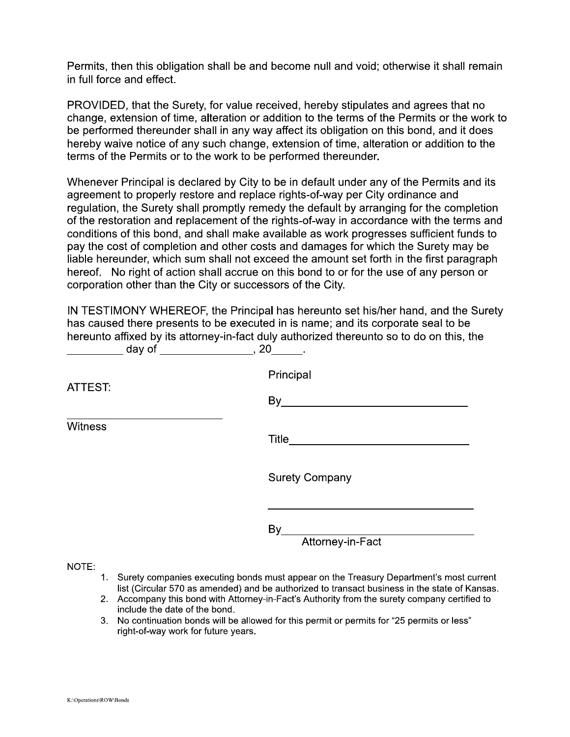Permits, then this obligation shall be and become null and void; otherwise it shall remain in full force and effect.

PROVIDED, that the Surety, for value received, hereby stipulates and agrees that no change, extension of time, alteration or addition to the terms of the Permits or the work to be performed thereunder shall in any way affect its obligation on this bond, and it does hereby waive notice of any such change, extension of time, alteration or addition to the terms of the Permits or to the work to be performed thereunder.

Whenever Principal is declared by City to be in default under any of the Permits and its agreement to properly restore and replace rights-of-way per City ordinance and regulation, the Surety shall promptly remedy the default by arranging for the completion of the restoration and replacement of the rights-of-way in accordance with the terms and conditions of this bond, and shall make available as work progresses sufficient funds to pay the cost of completion and other costs and damages for which the Surety may be liable hereunder, which sum shall not exceed the amount set forth in the first paragraph hereof. No right of action shall accrue on this bond to or for the use of any person or corporation other than the City or successors of the City.

IN TESTIMONY WHEREOF, the Principal has hereunto set his/her hand, and the Surety has caused there presents to be executed in is name; and its corporate seal to be hereunto affixed by its attorney-in-fact duly authorized thereunto so to do on this, the __________ day of ________________, 20______.

Principal

ATTEST:

By________________________________

____________________________

Witness

Title_______________________________

Surety Company

____________________________________

By__________________________________

Attorney-in-Fact

NOTE:

1. Surety companies executing bonds must appear on the Treasury Department's most current list (Circular 570 as amended) and be authorized to transact business in the state of Kansas.
2. Accompany this bond with Attorney-in-Fact's Authority from the surety company certified to include the date of the bond.
3. No continuation bonds will be allowed for this permit or permits for "25 permits or less" right-of-way work for future years.

K:\Operations\ROW\Bonds